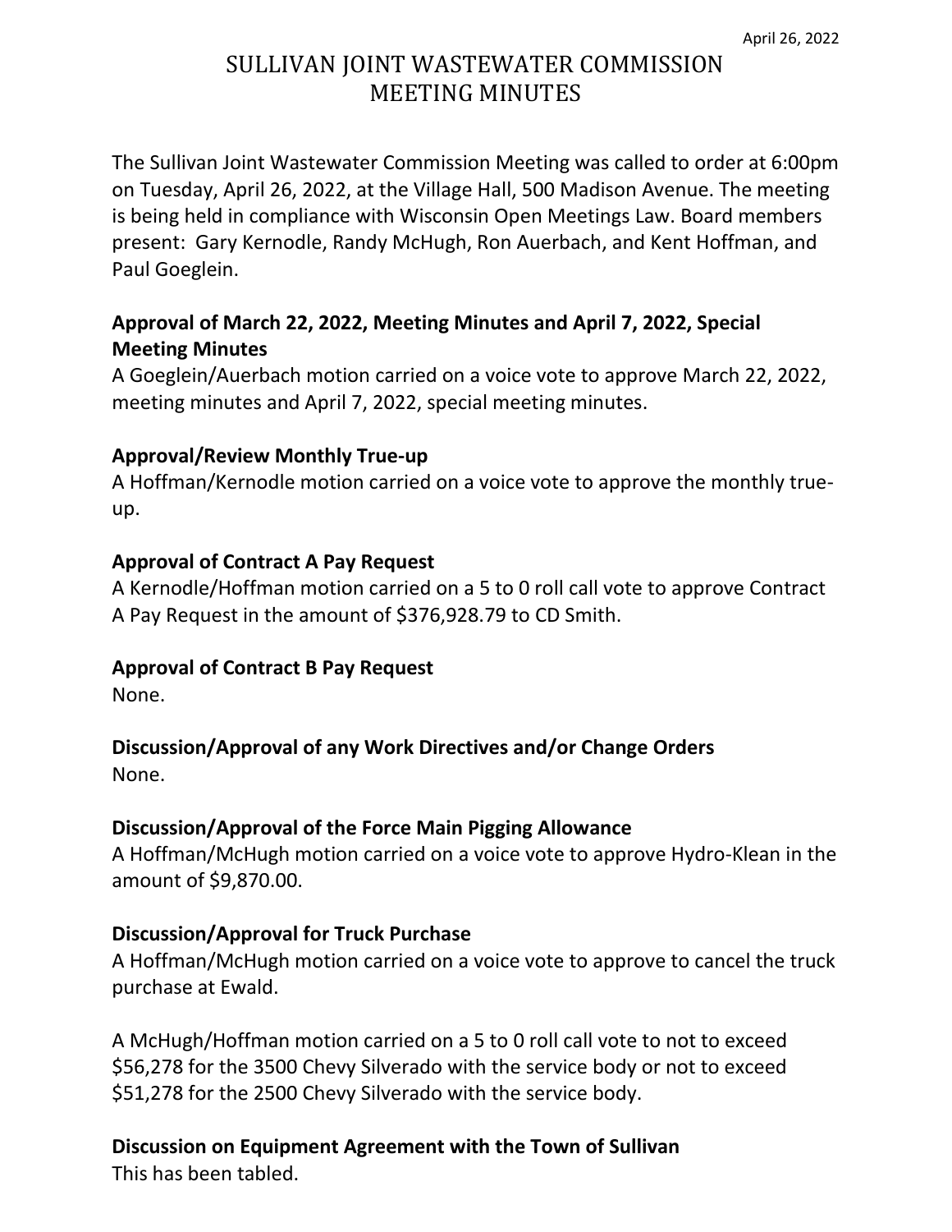April 26, 2022

# SULLIVAN JOINT WASTEWATER COMMISSION MEETING MINUTES

The Sullivan Joint Wastewater Commission Meeting was called to order at 6:00pm on Tuesday, April 26, 2022, at the Village Hall, 500 Madison Avenue. The meeting is being held in compliance with Wisconsin Open Meetings Law. Board members present: Gary Kernodle, Randy McHugh, Ron Auerbach, and Kent Hoffman, and Paul Goeglein.

**Approval of March 22, 2022, Meeting Minutes and April 7, 2022, Special Meeting Minutes**

A Goeglein/Auerbach motion carried on a voice vote to approve March 22, 2022, meeting minutes and April 7, 2022, special meeting minutes.

**Approval/Review Monthly True-up**

A Hoffman/Kernodle motion carried on a voice vote to approve the monthly true-up.

**Approval of Contract A Pay Request**

A Kernodle/Hoffman motion carried on a 5 to 0 roll call vote to approve Contract A Pay Request in the amount of $376,928.79 to CD Smith.

**Approval of Contract B Pay Request**

None.

**Discussion/Approval of any Work Directives and/or Change Orders**

None.

**Discussion/Approval of the Force Main Pigging Allowance**

A Hoffman/McHugh motion carried on a voice vote to approve Hydro-Klean in the amount of $9,870.00.

**Discussion/Approval for Truck Purchase**

A Hoffman/McHugh motion carried on a voice vote to approve to cancel the truck purchase at Ewald.

A McHugh/Hoffman motion carried on a 5 to 0 roll call vote to not to exceed $56,278 for the 3500 Chevy Silverado with the service body or not to exceed $51,278 for the 2500 Chevy Silverado with the service body.

**Discussion on Equipment Agreement with the Town of Sullivan**

This has been tabled.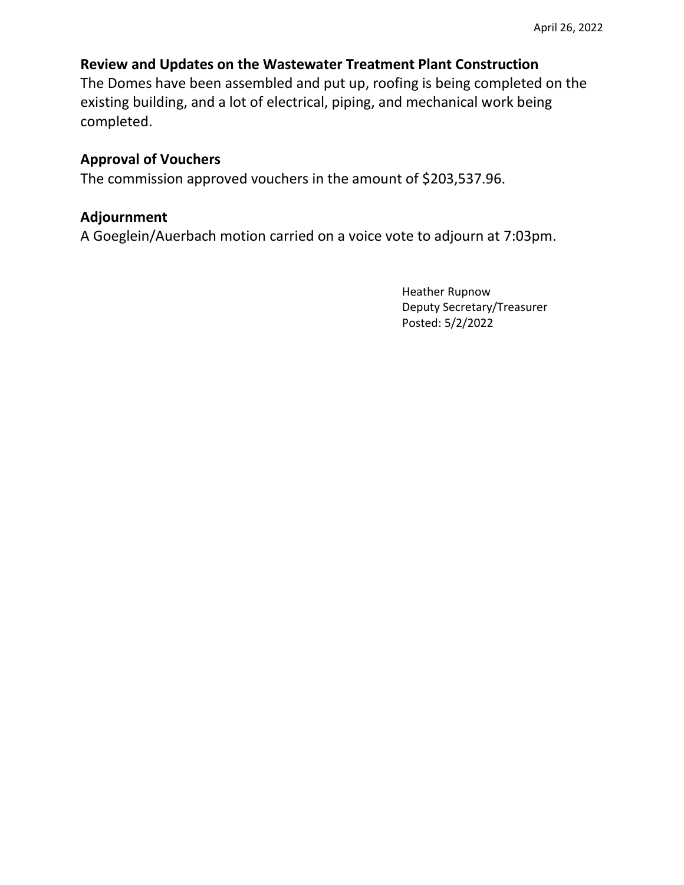**Review and Updates on the Wastewater Treatment Plant Construction**

The Domes have been assembled and put up, roofing is being completed on the existing building, and a lot of electrical, piping, and mechanical work being completed.

**Approval of Vouchers**

The commission approved vouchers in the amount of $203,537.96.

**Adjournment**

A Goeglein/Auerbach motion carried on a voice vote to adjourn at 7:03pm.

Heather Rupnow
Deputy Secretary/Treasurer
Posted: 5/2/2022